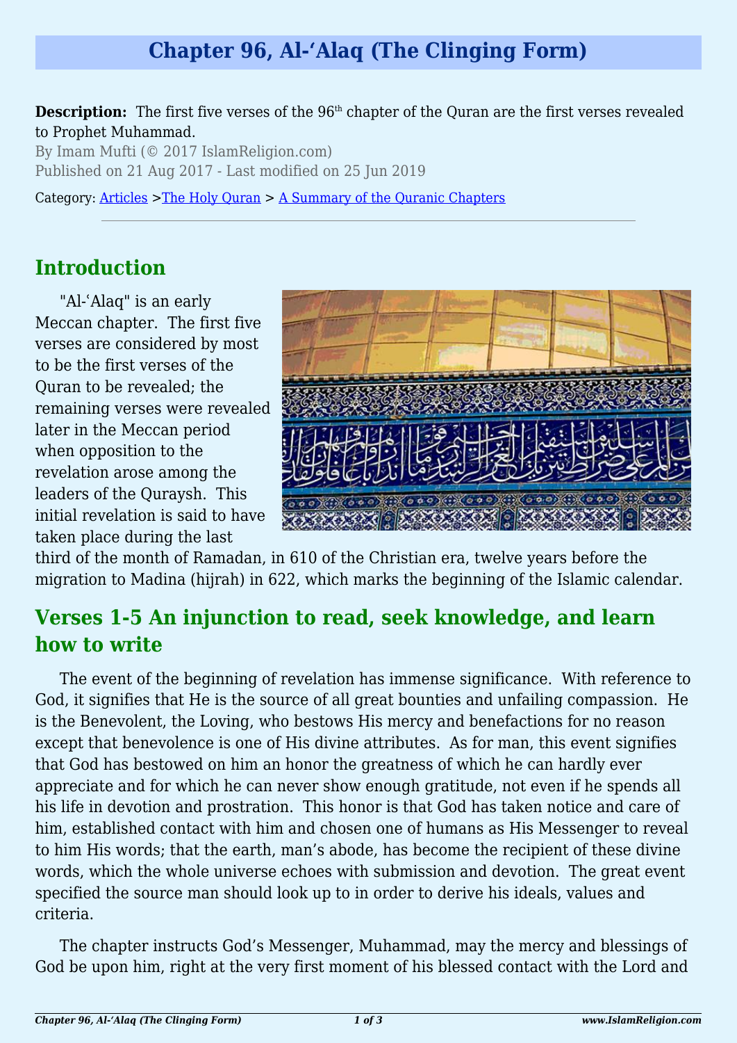# Chapter 96, Al-‘Alaq (The Clinging Form)

**Description:** The first five verses of the 96th chapter of the Quran are the first verses revealed to Prophet Muhammad.

By Imam Mufti (© 2017 IslamReligion.com)

Published on 21 Aug 2017 - Last modified on 25 Jun 2019

Category: Articles >The Holy Quran > A Summary of the Quranic Chapters

---

## Introduction

"Al-‘Alaq" is an early Meccan chapter. The first five verses are considered by most to be the first verses of the Quran to be revealed; the remaining verses were revealed later in the Meccan period when opposition to the revelation arose among the leaders of the Quraysh. This initial revelation is said to have taken place during the last third of the month of Ramadan, in 610 of the Christian era, twelve years before the migration to Madina (hijrah) in 622, which marks the beginning of the Islamic calendar.

## Verses 1-5 An injunction to read, seek knowledge, and learn how to write

The event of the beginning of revelation has immense significance. With reference to God, it signifies that He is the source of all great bounties and unfailing compassion. He is the Benevolent, the Loving, who bestows His mercy and benefactions for no reason except that benevolence is one of His divine attributes. As for man, this event signifies that God has bestowed on him an honor the greatness of which he can hardly ever appreciate and for which he can never show enough gratitude, not even if he spends all his life in devotion and prostration. This honor is that God has taken notice and care of him, established contact with him and chosen one of humans as His Messenger to reveal to him His words; that the earth, man’s abode, has become the recipient of these divine words, which the whole universe echoes with submission and devotion. The great event specified the source man should look up to in order to derive his ideals, values and criteria.

The chapter instructs God’s Messenger, Muhammad, may the mercy and blessings of God be upon him, right at the very first moment of his blessed contact with the Lord and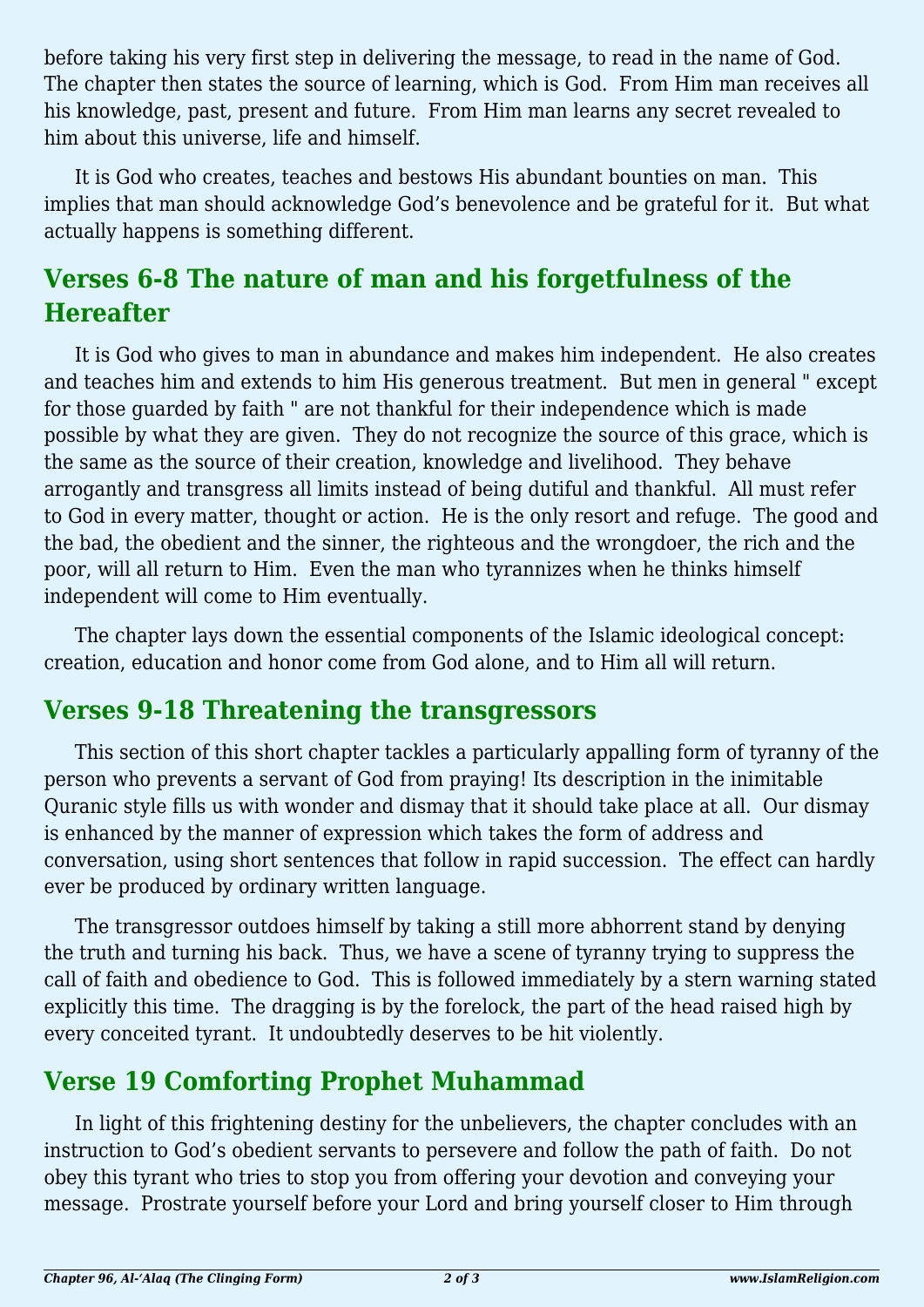before taking his very first step in delivering the message, to read in the name of God. The chapter then states the source of learning, which is God. From Him man receives all his knowledge, past, present and future. From Him man learns any secret revealed to him about this universe, life and himself.

It is God who creates, teaches and bestows His abundant bounties on man. This implies that man should acknowledge God's benevolence and be grateful for it. But what actually happens is something different.

## Verses 6-8 The nature of man and his forgetfulness of the Hereafter

It is God who gives to man in abundance and makes him independent. He also creates and teaches him and extends to him His generous treatment. But men in general " except for those guarded by faith " are not thankful for their independence which is made possible by what they are given. They do not recognize the source of this grace, which is the same as the source of their creation, knowledge and livelihood. They behave arrogantly and transgress all limits instead of being dutiful and thankful. All must refer to God in every matter, thought or action. He is the only resort and refuge. The good and the bad, the obedient and the sinner, the righteous and the wrongdoer, the rich and the poor, will all return to Him. Even the man who tyrannizes when he thinks himself independent will come to Him eventually.

The chapter lays down the essential components of the Islamic ideological concept: creation, education and honor come from God alone, and to Him all will return.

## Verses 9-18 Threatening the transgressors

This section of this short chapter tackles a particularly appalling form of tyranny of the person who prevents a servant of God from praying! Its description in the inimitable Quranic style fills us with wonder and dismay that it should take place at all. Our dismay is enhanced by the manner of expression which takes the form of address and conversation, using short sentences that follow in rapid succession. The effect can hardly ever be produced by ordinary written language.

The transgressor outdoes himself by taking a still more abhorrent stand by denying the truth and turning his back. Thus, we have a scene of tyranny trying to suppress the call of faith and obedience to God. This is followed immediately by a stern warning stated explicitly this time. The dragging is by the forelock, the part of the head raised high by every conceited tyrant. It undoubtedly deserves to be hit violently.

## Verse 19 Comforting Prophet Muhammad

In light of this frightening destiny for the unbelievers, the chapter concludes with an instruction to God's obedient servants to persevere and follow the path of faith. Do not obey this tyrant who tries to stop you from offering your devotion and conveying your message. Prostrate yourself before your Lord and bring yourself closer to Him through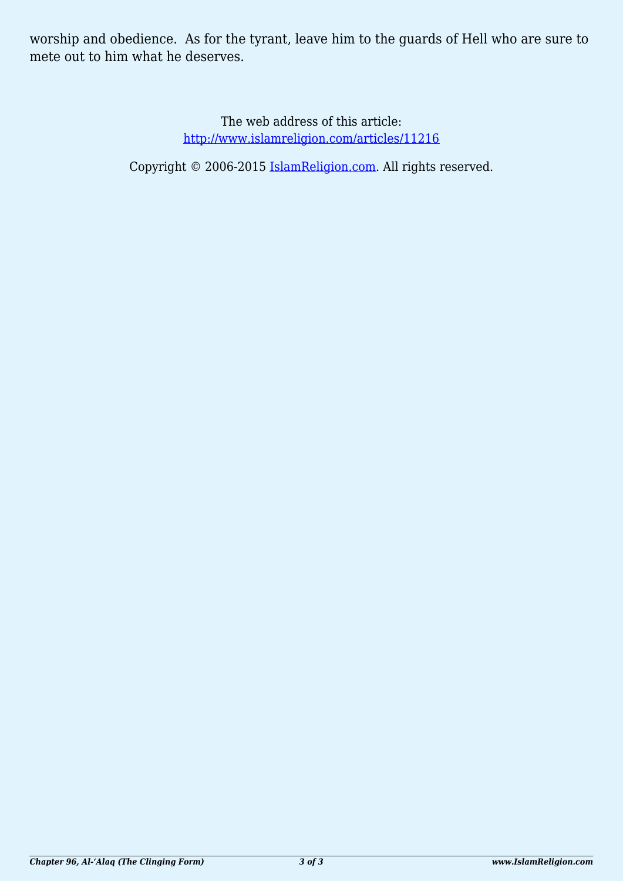worship and obedience.  As for the tyrant, leave him to the guards of Hell who are sure to mete out to him what he deserves.

The web address of this article:
[http://www.islamreligion.com/articles/11216](http://www.islamreligion.com/articles/11216)

Copyright © 2006-2015 [IslamReligion.com](http://www.islamreligion.com). All rights reserved.